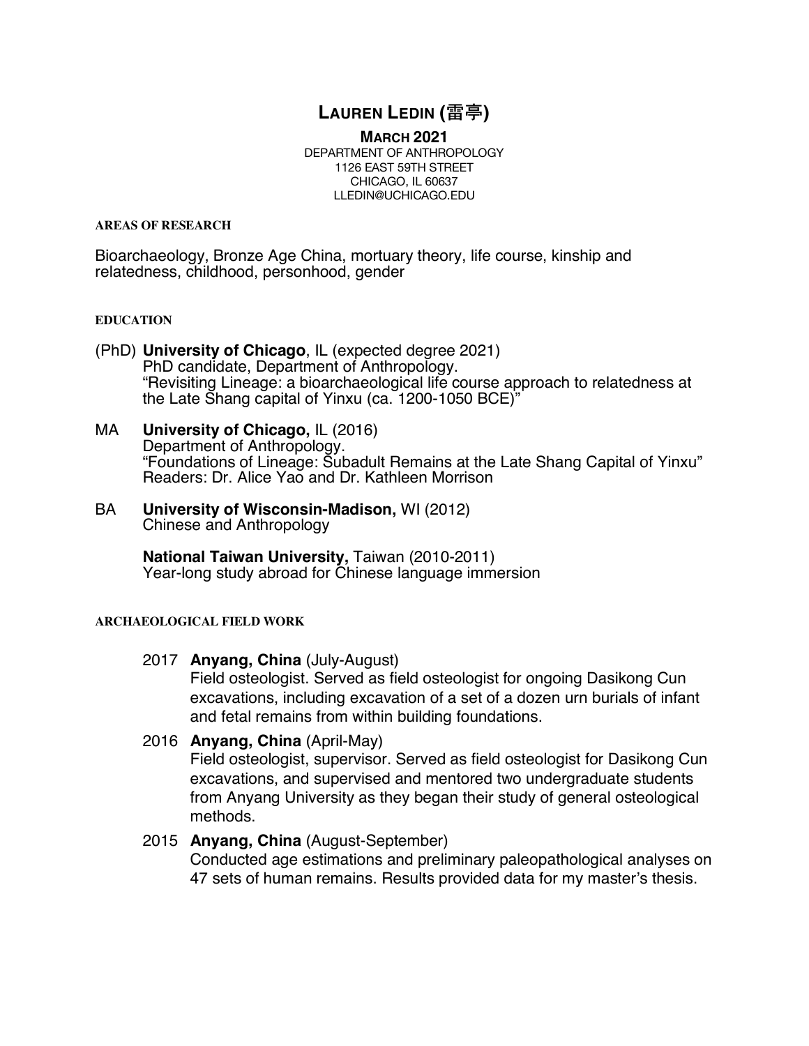# LAUREN LEDIN (雷亭)

**MARCH 2021**

DEPARTMENT OF ANTHROPOLOGY
1126 EAST 59TH STREET
CHICAGO, IL 60637
LLEDIN@UCHICAGO.EDU

## AREAS OF RESEARCH

Bioarchaeology, Bronze Age China, mortuary theory, life course, kinship and relatedness, childhood, personhood, gender

## EDUCATION

(PhD) **University of Chicago**, IL (expected degree 2021)
PhD candidate, Department of Anthropology.
"Revisiting Lineage: a bioarchaeological life course approach to relatedness at the Late Shang capital of Yinxu (ca. 1200-1050 BCE)"

MA **University of Chicago,** IL (2016)
Department of Anthropology.
"Foundations of Lineage: Subadult Remains at the Late Shang Capital of Yinxu"
Readers: Dr. Alice Yao and Dr. Kathleen Morrison

BA **University of Wisconsin-Madison,** WI (2012)
Chinese and Anthropology

**National Taiwan University,** Taiwan (2010-2011)
Year-long study abroad for Chinese language immersion

## ARCHAEOLOGICAL FIELD WORK

2017 **Anyang, China** (July-August)
Field osteologist. Served as field osteologist for ongoing Dasikong Cun excavations, including excavation of a set of a dozen urn burials of infant and fetal remains from within building foundations.

2016 **Anyang, China** (April-May)
Field osteologist, supervisor. Served as field osteologist for Dasikong Cun excavations, and supervised and mentored two undergraduate students from Anyang University as they began their study of general osteological methods.

2015 **Anyang, China** (August-September)
Conducted age estimations and preliminary paleopathological analyses on 47 sets of human remains. Results provided data for my master's thesis.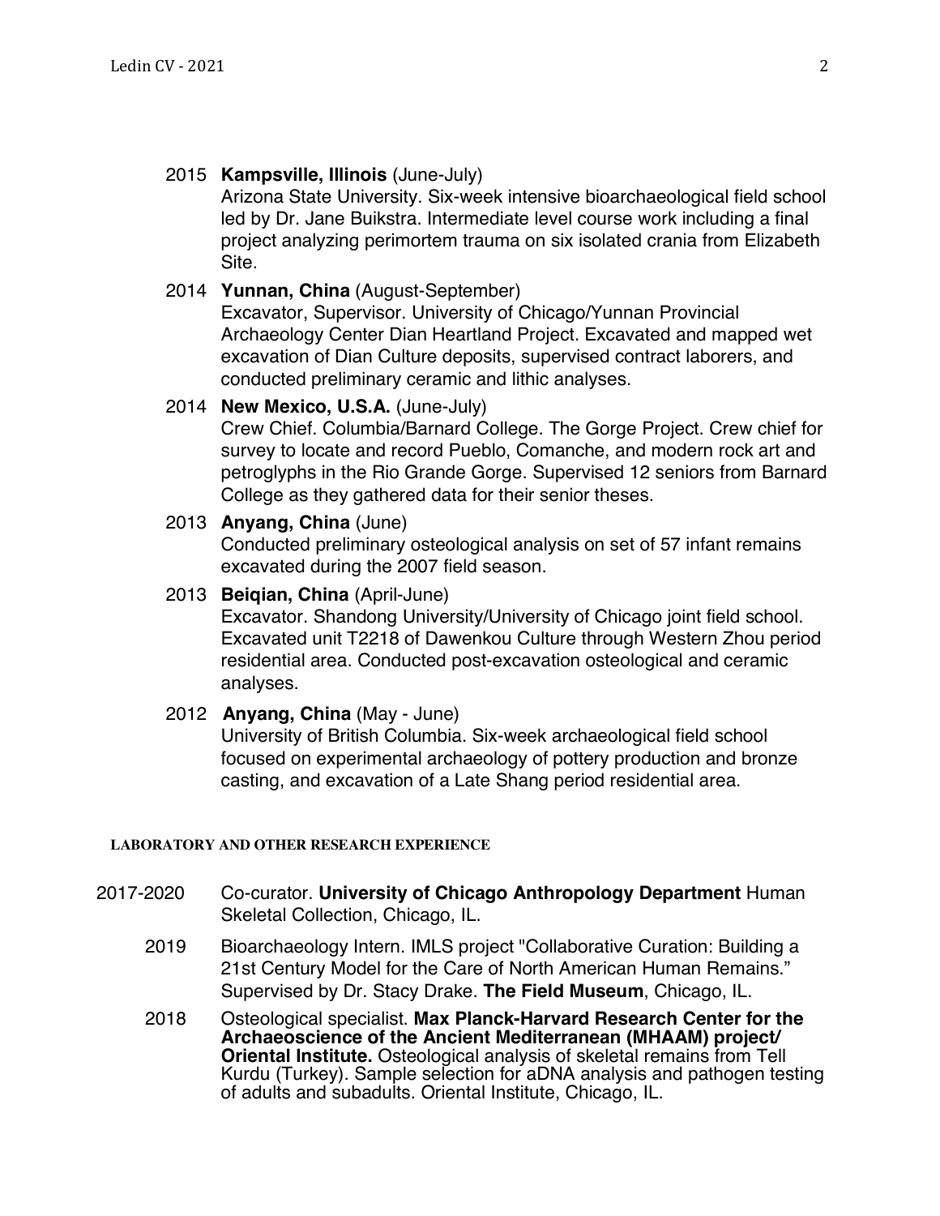2015 **Kampsville, Illinois** (June-July)
Arizona State University. Six-week intensive bioarchaeological field school led by Dr. Jane Buikstra. Intermediate level course work including a final project analyzing perimortem trauma on six isolated crania from Elizabeth Site.

2014 **Yunnan, China** (August-September)
Excavator, Supervisor. University of Chicago/Yunnan Provincial Archaeology Center Dian Heartland Project. Excavated and mapped wet excavation of Dian Culture deposits, supervised contract laborers, and conducted preliminary ceramic and lithic analyses.

2014 **New Mexico, U.S.A.** (June-July)
Crew Chief. Columbia/Barnard College. The Gorge Project. Crew chief for survey to locate and record Pueblo, Comanche, and modern rock art and petroglyphs in the Rio Grande Gorge. Supervised 12 seniors from Barnard College as they gathered data for their senior theses.

2013 **Anyang, China** (June)
Conducted preliminary osteological analysis on set of 57 infant remains excavated during the 2007 field season.

2013 **Beiqian, China** (April-June)
Excavator. Shandong University/University of Chicago joint field school. Excavated unit T2218 of Dawenkou Culture through Western Zhou period residential area. Conducted post-excavation osteological and ceramic analyses.

2012 **Anyang, China** (May - June)
University of British Columbia. Six-week archaeological field school focused on experimental archaeology of pottery production and bronze casting, and excavation of a Late Shang period residential area.

## LABORATORY AND OTHER RESEARCH EXPERIENCE

2017-2020 Co-curator. **University of Chicago Anthropology Department** Human Skeletal Collection, Chicago, IL.

2019 Bioarchaeology Intern. IMLS project "Collaborative Curation: Building a 21st Century Model for the Care of North American Human Remains." Supervised by Dr. Stacy Drake. **The Field Museum**, Chicago, IL.

2018 Osteological specialist. **Max Planck-Harvard Research Center for the Archaeoscience of the Ancient Mediterranean (MHAAM) project/ Oriental Institute.** Osteological analysis of skeletal remains from Tell Kurdu (Turkey). Sample selection for aDNA analysis and pathogen testing of adults and subadults. Oriental Institute, Chicago, IL.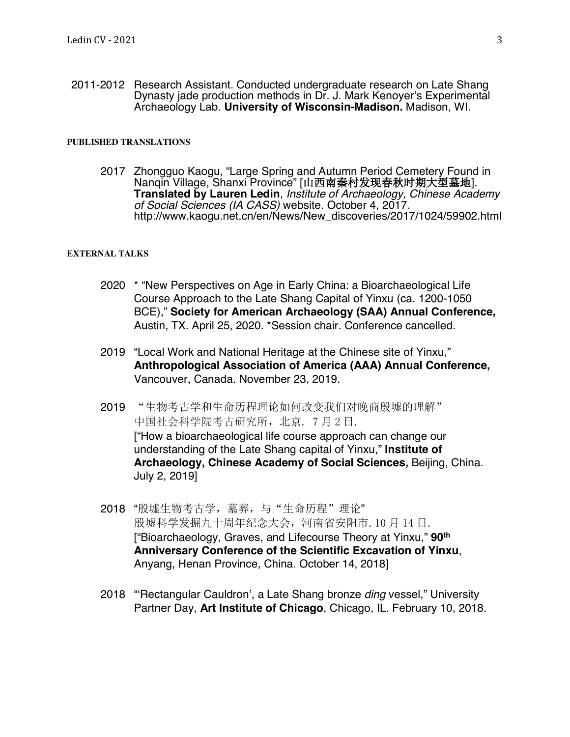2011-2012 Research Assistant. Conducted undergraduate research on Late Shang Dynasty jade production methods in Dr. J. Mark Kenoyer's Experimental Archaeology Lab. **University of Wisconsin-Madison.** Madison, WI.

## PUBLISHED TRANSLATIONS

2017 Zhongguo Kaogu, "Large Spring and Autumn Period Cemetery Found in Nanqin Village, Shanxi Province" [**山西南秦村发现春秋时期大型墓地**]. **Translated by Lauren Ledin**, *Institute of Archaeology, Chinese Academy of Social Sciences (IA CASS)* website. October 4, 2017. http://www.kaogu.net.cn/en/News/New_discoveries/2017/1024/59902.html

## EXTERNAL TALKS

2020 * "New Perspectives on Age in Early China: a Bioarchaeological Life Course Approach to the Late Shang Capital of Yinxu (ca. 1200-1050 BCE)," **Society for American Archaeology (SAA) Annual Conference,** Austin, TX. April 25, 2020. *Session chair. Conference cancelled.

2019 "Local Work and National Heritage at the Chinese site of Yinxu," **Anthropological Association of America (AAA) Annual Conference,** Vancouver, Canada. November 23, 2019.

2019 "生物考古学和生命历程理论如何改变我们对晚商殷墟的理解" 中国社会科学院考古研究所，北京. 7月2日.
["How a bioarchaeological life course approach can change our understanding of the Late Shang capital of Yinxu," **Institute of Archaeology, Chinese Academy of Social Sciences,** Beijing, China. July 2, 2019]

2018 "殷墟生物考古学，墓葬，与"生命历程"理论" 殷墟科学发掘九十周年纪念大会，河南省安阳市. 10月14日.
["Bioarchaeology, Graves, and Lifecourse Theory at Yinxu," **90th Anniversary Conference of the Scientific Excavation of Yinxu**, Anyang, Henan Province, China. October 14, 2018]

2018 "'Rectangular Cauldron', a Late Shang bronze *ding* vessel," University Partner Day, **Art Institute of Chicago**, Chicago, IL. February 10, 2018.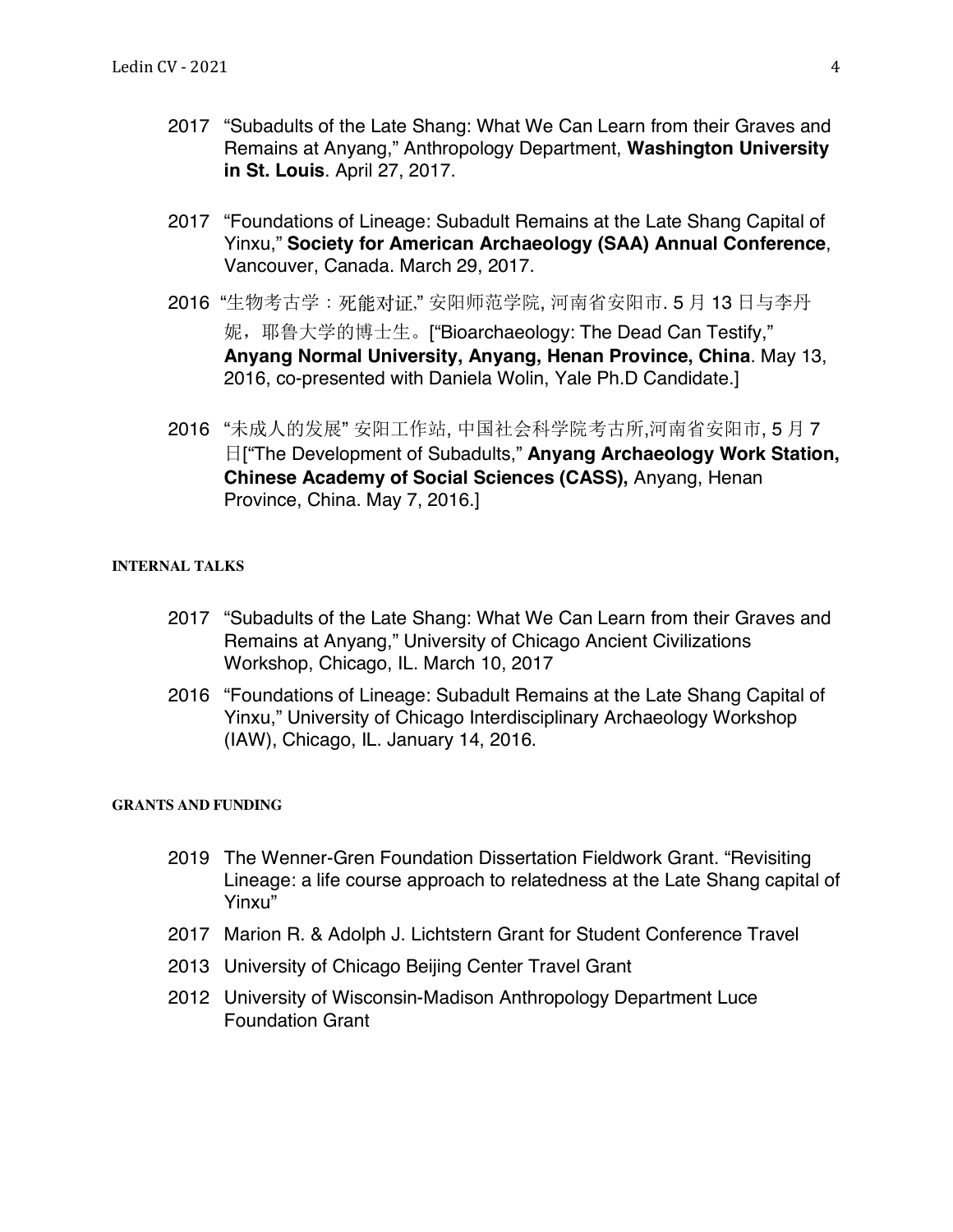- 2017 "Subadults of the Late Shang: What We Can Learn from their Graves and Remains at Anyang," Anthropology Department, **Washington University in St. Louis**. April 27, 2017.

- 2017 "Foundations of Lineage: Subadult Remains at the Late Shang Capital of Yinxu," **Society for American Archaeology (SAA) Annual Conference**, Vancouver, Canada. March 29, 2017.

- 2016 "生物考古学：死能对证," 安阳师范学院, 河南省安阳市. 5 月 13 日与李丹妮，耶鲁大学的博士生。["Bioarchaeology: The Dead Can Testify," **Anyang Normal University, Anyang, Henan Province, China**. May 13, 2016, co-presented with Daniela Wolin, Yale Ph.D Candidate.]

- 2016 "未成人的发展" 安阳工作站, 中国社会科学院考古所,河南省安阳市, 5 月 7 日["The Development of Subadults," **Anyang Archaeology Work Station, Chinese Academy of Social Sciences (CASS),** Anyang, Henan Province, China. May 7, 2016.]

## INTERNAL TALKS

- 2017 "Subadults of the Late Shang: What We Can Learn from their Graves and Remains at Anyang," University of Chicago Ancient Civilizations Workshop, Chicago, IL. March 10, 2017
- 2016 "Foundations of Lineage: Subadult Remains at the Late Shang Capital of Yinxu," University of Chicago Interdisciplinary Archaeology Workshop (IAW), Chicago, IL. January 14, 2016.

## GRANTS AND FUNDING

- 2019 The Wenner-Gren Foundation Dissertation Fieldwork Grant. "Revisiting Lineage: a life course approach to relatedness at the Late Shang capital of Yinxu"
- 2017 Marion R. & Adolph J. Lichtstern Grant for Student Conference Travel
- 2013 University of Chicago Beijing Center Travel Grant
- 2012 University of Wisconsin-Madison Anthropology Department Luce Foundation Grant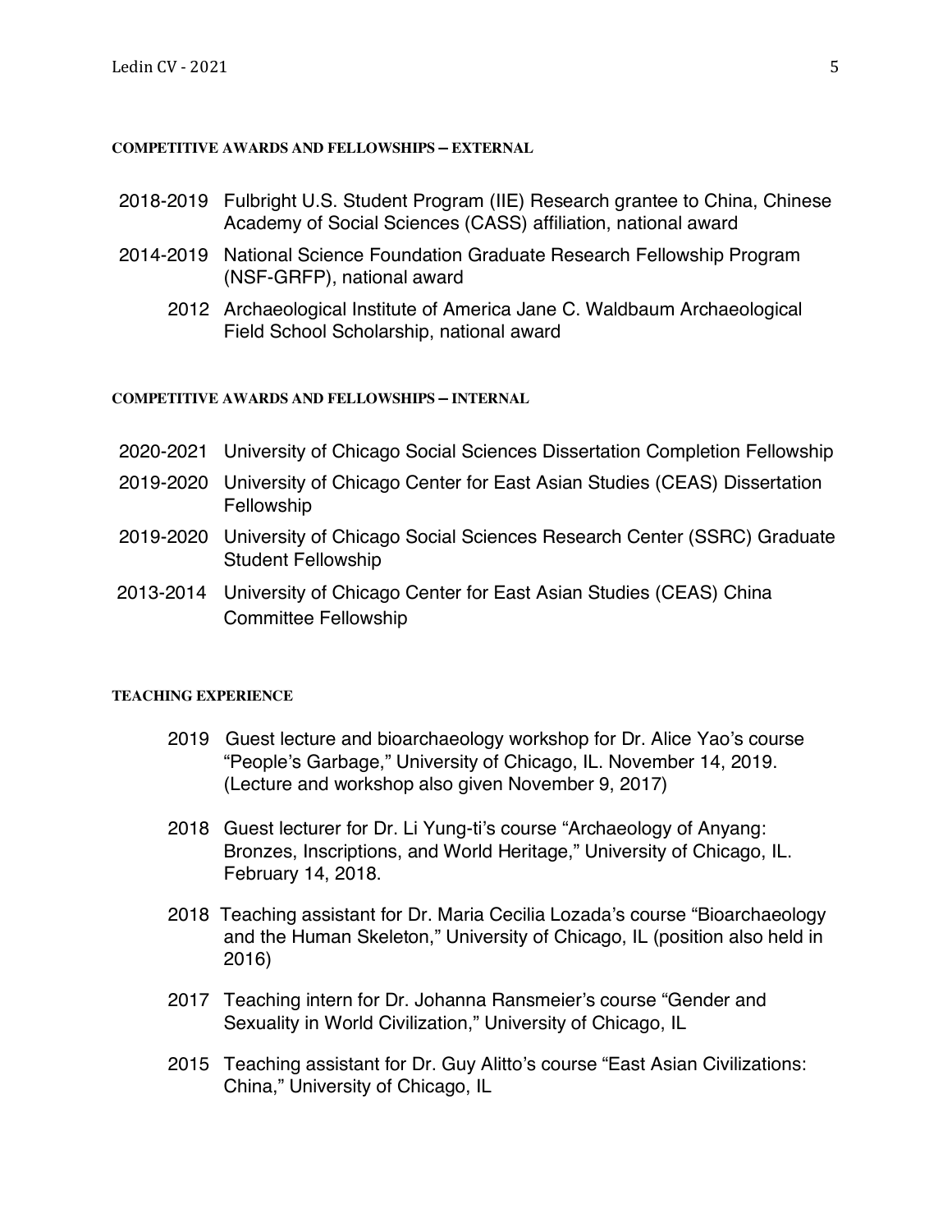## COMPETITIVE AWARDS AND FELLOWSHIPS – EXTERNAL

2018-2019 Fulbright U.S. Student Program (IIE) Research grantee to China, Chinese Academy of Social Sciences (CASS) affiliation, national award

2014-2019 National Science Foundation Graduate Research Fellowship Program (NSF-GRFP), national award

2012 Archaeological Institute of America Jane C. Waldbaum Archaeological Field School Scholarship, national award

## COMPETITIVE AWARDS AND FELLOWSHIPS – INTERNAL

2020-2021 University of Chicago Social Sciences Dissertation Completion Fellowship

2019-2020 University of Chicago Center for East Asian Studies (CEAS) Dissertation Fellowship

2019-2020 University of Chicago Social Sciences Research Center (SSRC) Graduate Student Fellowship

2013-2014 University of Chicago Center for East Asian Studies (CEAS) China Committee Fellowship

## TEACHING EXPERIENCE

2019 Guest lecture and bioarchaeology workshop for Dr. Alice Yao's course "People's Garbage," University of Chicago, IL. November 14, 2019. (Lecture and workshop also given November 9, 2017)

2018 Guest lecturer for Dr. Li Yung-ti's course "Archaeology of Anyang: Bronzes, Inscriptions, and World Heritage," University of Chicago, IL. February 14, 2018.

2018 Teaching assistant for Dr. Maria Cecilia Lozada's course "Bioarchaeology and the Human Skeleton," University of Chicago, IL (position also held in 2016)

2017 Teaching intern for Dr. Johanna Ransmeier's course "Gender and Sexuality in World Civilization," University of Chicago, IL

2015 Teaching assistant for Dr. Guy Alitto's course "East Asian Civilizations: China," University of Chicago, IL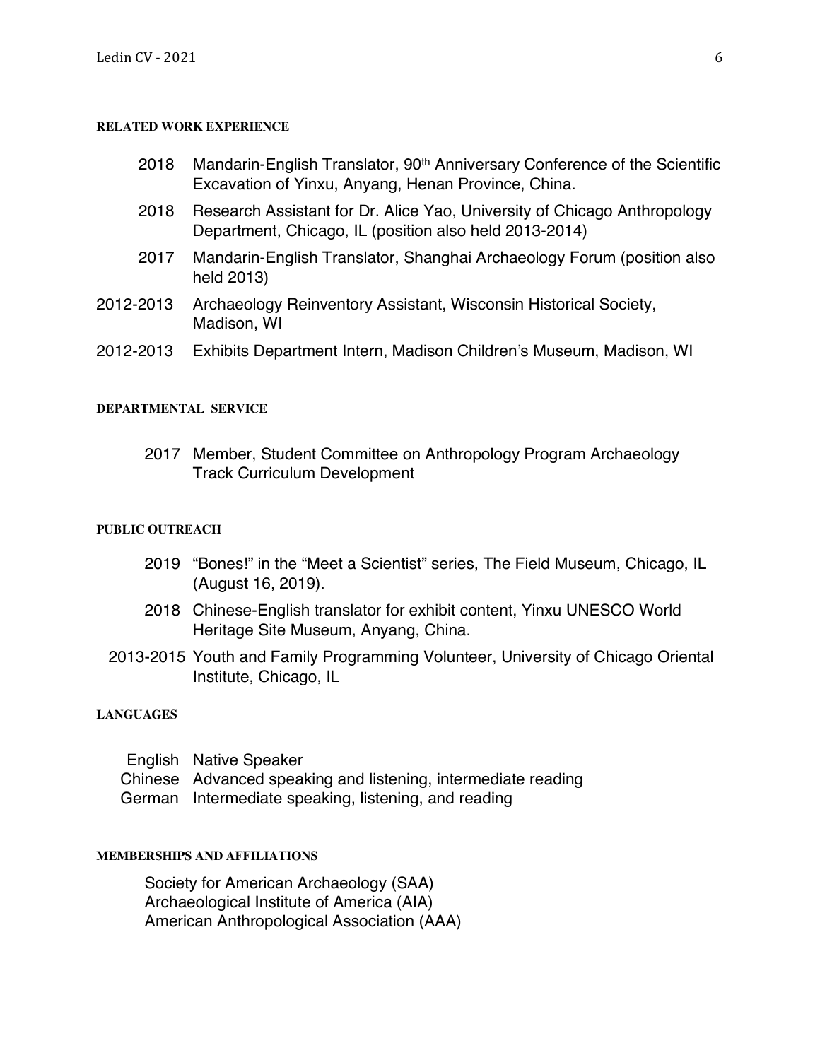## RELATED WORK EXPERIENCE

- 2018 Mandarin-English Translator, 90th Anniversary Conference of the Scientific Excavation of Yinxu, Anyang, Henan Province, China.
- 2018 Research Assistant for Dr. Alice Yao, University of Chicago Anthropology Department, Chicago, IL (position also held 2013-2014)
- 2017 Mandarin-English Translator, Shanghai Archaeology Forum (position also held 2013)
- 2012-2013 Archaeology Reinventory Assistant, Wisconsin Historical Society, Madison, WI
- 2012-2013 Exhibits Department Intern, Madison Children's Museum, Madison, WI

## DEPARTMENTAL SERVICE

- 2017 Member, Student Committee on Anthropology Program Archaeology Track Curriculum Development

## PUBLIC OUTREACH

- 2019 "Bones!" in the "Meet a Scientist" series, The Field Museum, Chicago, IL (August 16, 2019).
- 2018 Chinese-English translator for exhibit content, Yinxu UNESCO World Heritage Site Museum, Anyang, China.
- 2013-2015 Youth and Family Programming Volunteer, University of Chicago Oriental Institute, Chicago, IL

## LANGUAGES

- English Native Speaker
- Chinese Advanced speaking and listening, intermediate reading
- German Intermediate speaking, listening, and reading

## MEMBERSHIPS AND AFFILIATIONS

- Society for American Archaeology (SAA)
- Archaeological Institute of America (AIA)
- American Anthropological Association (AAA)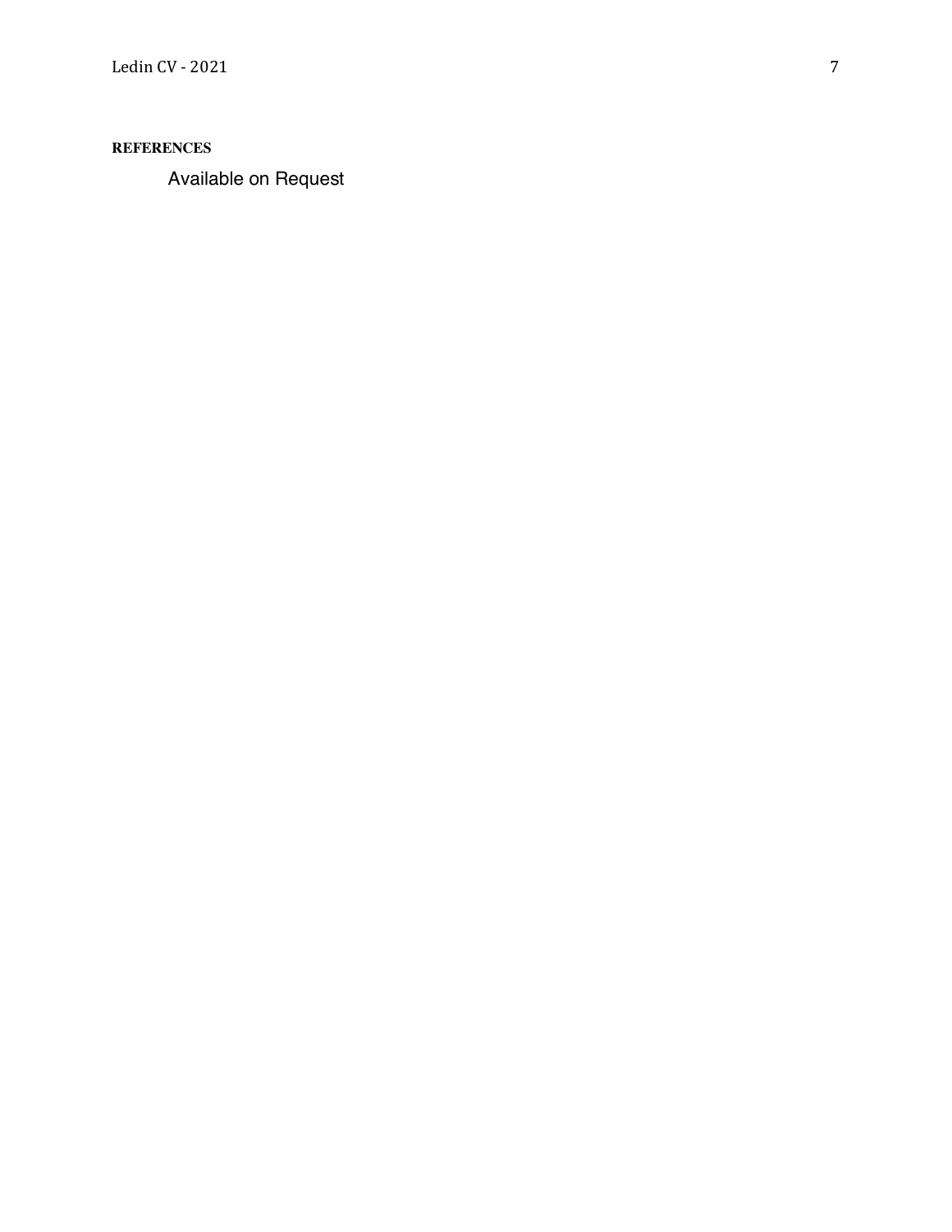**REFERENCES**

Available on Request